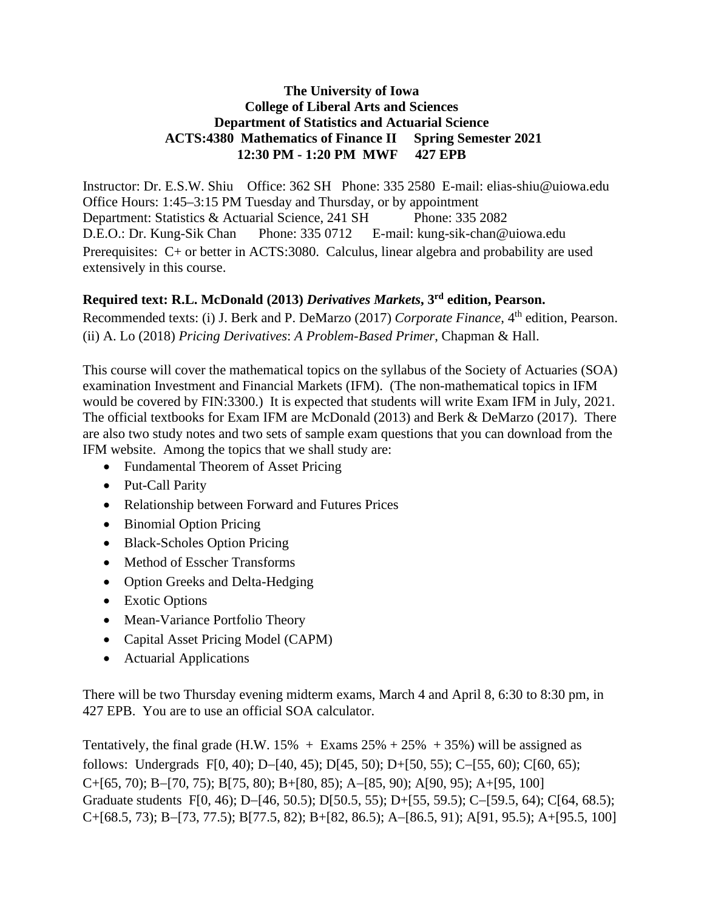**The University of Iowa**
**College of Liberal Arts and Sciences**
**Department of Statistics and Actuarial Science**
**ACTS:4380 Mathematics of Finance II Spring Semester 2021**
**12:30 PM - 1:20 PM MWF 427 EPB**

Instructor: Dr. E.S.W. Shiu Office: 362 SH Phone: 335 2580 E-mail: elias-shiu@uiowa.edu
Office Hours: 1:45–3:15 PM Tuesday and Thursday, or by appointment
Department: Statistics & Actuarial Science, 241 SH Phone: 335 2082
D.E.O.: Dr. Kung-Sik Chan Phone: 335 0712 E-mail: kung-sik-chan@uiowa.edu
Prerequisites: C+ or better in ACTS:3080. Calculus, linear algebra and probability are used extensively in this course.

**Required text: R.L. McDonald (2013) *Derivatives Markets*, 3rd edition, Pearson.**
Recommended texts: (i) J. Berk and P. DeMarzo (2017) *Corporate Finance*, 4th edition, Pearson.
(ii) A. Lo (2018) *Pricing Derivatives*: *A Problem-Based Primer*, Chapman & Hall.

This course will cover the mathematical topics on the syllabus of the Society of Actuaries (SOA) examination Investment and Financial Markets (IFM). (The non-mathematical topics in IFM would be covered by FIN:3300.) It is expected that students will write Exam IFM in July, 2021. The official textbooks for Exam IFM are McDonald (2013) and Berk & DeMarzo (2017). There are also two study notes and two sets of sample exam questions that you can download from the IFM website. Among the topics that we shall study are:

- Fundamental Theorem of Asset Pricing
- Put-Call Parity
- Relationship between Forward and Futures Prices
- Binomial Option Pricing
- Black-Scholes Option Pricing
- Method of Esscher Transforms
- Option Greeks and Delta-Hedging
- Exotic Options
- Mean-Variance Portfolio Theory
- Capital Asset Pricing Model (CAPM)
- Actuarial Applications

There will be two Thursday evening midterm exams, March 4 and April 8, 6:30 to 8:30 pm, in 427 EPB. You are to use an official SOA calculator.

Tentatively, the final grade (H.W. 15% + Exams 25% + 25% + 35%) will be assigned as follows: Undergrads F[0, 40); D–[40, 45); D[45, 50); D+[50, 55); C–[55, 60); C[60, 65); C+[65, 70); B–[70, 75); B[75, 80); B+[80, 85); A–[85, 90); A[90, 95); A+[95, 100]
Graduate students F[0, 46); D–[46, 50.5); D[50.5, 55); D+[55, 59.5); C–[59.5, 64); C[64, 68.5); C+[68.5, 73); B–[73, 77.5); B[77.5, 82); B+[82, 86.5); A–[86.5, 91); A[91, 95.5); A+[95.5, 100]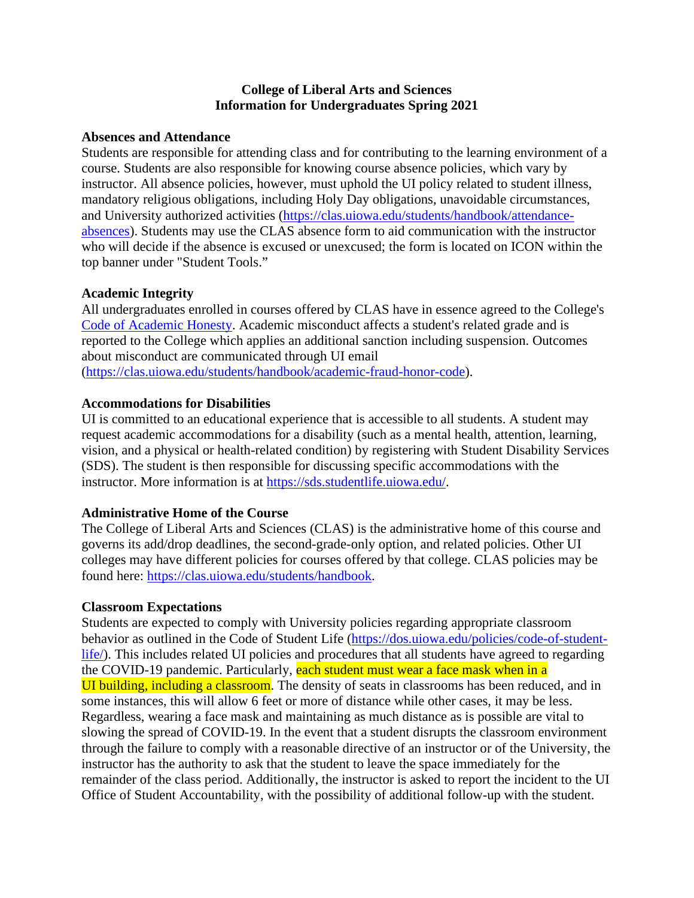**College of Liberal Arts and Sciences**
**Information for Undergraduates Spring 2021**

## Absences and Attendance

Students are responsible for attending class and for contributing to the learning environment of a course. Students are also responsible for knowing course absence policies, which vary by instructor. All absence policies, however, must uphold the UI policy related to student illness, mandatory religious obligations, including Holy Day obligations, unavoidable circumstances, and University authorized activities (https://clas.uiowa.edu/students/handbook/attendance-absences). Students may use the CLAS absence form to aid communication with the instructor who will decide if the absence is excused or unexcused; the form is located on ICON within the top banner under "Student Tools."

## Academic Integrity

All undergraduates enrolled in courses offered by CLAS have in essence agreed to the College's Code of Academic Honesty. Academic misconduct affects a student's related grade and is reported to the College which applies an additional sanction including suspension. Outcomes about misconduct are communicated through UI email (https://clas.uiowa.edu/students/handbook/academic-fraud-honor-code).

## Accommodations for Disabilities

UI is committed to an educational experience that is accessible to all students. A student may request academic accommodations for a disability (such as a mental health, attention, learning, vision, and a physical or health-related condition) by registering with Student Disability Services (SDS). The student is then responsible for discussing specific accommodations with the instructor. More information is at https://sds.studentlife.uiowa.edu/.

## Administrative Home of the Course

The College of Liberal Arts and Sciences (CLAS) is the administrative home of this course and governs its add/drop deadlines, the second-grade-only option, and related policies. Other UI colleges may have different policies for courses offered by that college. CLAS policies may be found here: https://clas.uiowa.edu/students/handbook.

## Classroom Expectations

Students are expected to comply with University policies regarding appropriate classroom behavior as outlined in the Code of Student Life (https://dos.uiowa.edu/policies/code-of-student-life/). This includes related UI policies and procedures that all students have agreed to regarding the COVID-19 pandemic. Particularly, each student must wear a face mask when in a UI building, including a classroom. The density of seats in classrooms has been reduced, and in some instances, this will allow 6 feet or more of distance while other cases, it may be less. Regardless, wearing a face mask and maintaining as much distance as is possible are vital to slowing the spread of COVID-19. In the event that a student disrupts the classroom environment through the failure to comply with a reasonable directive of an instructor or of the University, the instructor has the authority to ask that the student to leave the space immediately for the remainder of the class period. Additionally, the instructor is asked to report the incident to the UI Office of Student Accountability, with the possibility of additional follow-up with the student.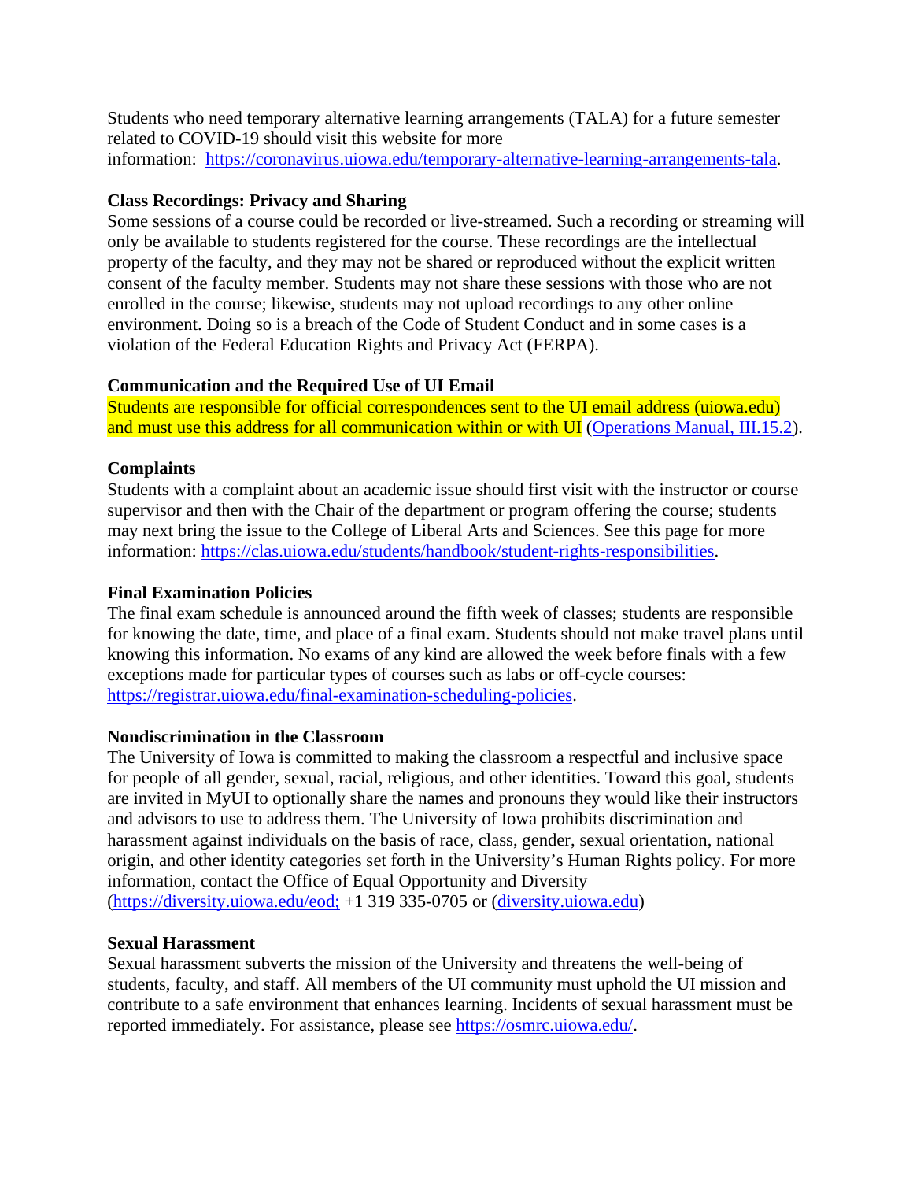Students who need temporary alternative learning arrangements (TALA) for a future semester related to COVID-19 should visit this website for more information: https://coronavirus.uiowa.edu/temporary-alternative-learning-arrangements-tala.

**Class Recordings: Privacy and Sharing**

Some sessions of a course could be recorded or live-streamed. Such a recording or streaming will only be available to students registered for the course. These recordings are the intellectual property of the faculty, and they may not be shared or reproduced without the explicit written consent of the faculty member. Students may not share these sessions with those who are not enrolled in the course; likewise, students may not upload recordings to any other online environment. Doing so is a breach of the Code of Student Conduct and in some cases is a violation of the Federal Education Rights and Privacy Act (FERPA).

**Communication and the Required Use of UI Email**

Students are responsible for official correspondences sent to the UI email address (uiowa.edu) and must use this address for all communication within or with UI (Operations Manual, III.15.2).

**Complaints**

Students with a complaint about an academic issue should first visit with the instructor or course supervisor and then with the Chair of the department or program offering the course; students may next bring the issue to the College of Liberal Arts and Sciences. See this page for more information: https://clas.uiowa.edu/students/handbook/student-rights-responsibilities.

**Final Examination Policies**

The final exam schedule is announced around the fifth week of classes; students are responsible for knowing the date, time, and place of a final exam. Students should not make travel plans until knowing this information. No exams of any kind are allowed the week before finals with a few exceptions made for particular types of courses such as labs or off-cycle courses: https://registrar.uiowa.edu/final-examination-scheduling-policies.

**Nondiscrimination in the Classroom**

The University of Iowa is committed to making the classroom a respectful and inclusive space for people of all gender, sexual, racial, religious, and other identities. Toward this goal, students are invited in MyUI to optionally share the names and pronouns they would like their instructors and advisors to use to address them. The University of Iowa prohibits discrimination and harassment against individuals on the basis of race, class, gender, sexual orientation, national origin, and other identity categories set forth in the University's Human Rights policy. For more information, contact the Office of Equal Opportunity and Diversity (https://diversity.uiowa.edu/eod; +1 319 335-0705 or (diversity.uiowa.edu)

**Sexual Harassment**

Sexual harassment subverts the mission of the University and threatens the well-being of students, faculty, and staff. All members of the UI community must uphold the UI mission and contribute to a safe environment that enhances learning. Incidents of sexual harassment must be reported immediately. For assistance, please see https://osmrc.uiowa.edu/.